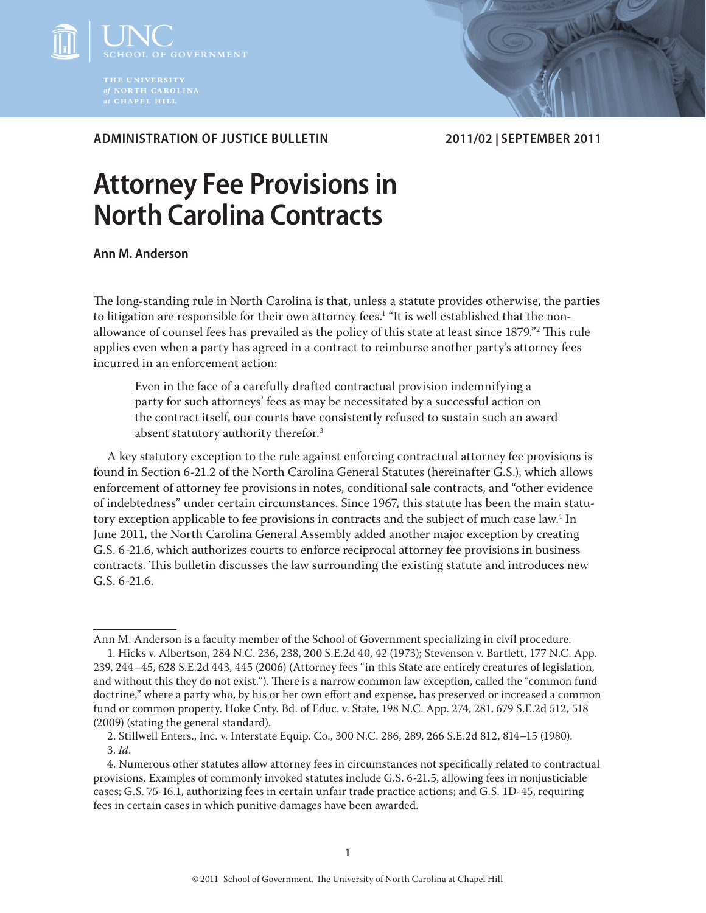ADMINISTRATION OF JUSTICE BULLETIN 2011/02 | SEPTEMBER 2011

# Attorney Fee Provisions in North Carolina Contracts

**Ann M. Anderson**

The long-standing rule in North Carolina is that, unless a statute provides otherwise, the parties to litigation are responsible for their own attorney fees.[1] "It is well established that the non-allowance of counsel fees has prevailed as the policy of this state at least since 1879."[2] This rule applies even when a party has agreed in a contract to reimburse another party's attorney fees incurred in an enforcement action:

> Even in the face of a carefully drafted contractual provision indemnifying a party for such attorneys' fees as may be necessitated by a successful action on the contract itself, our courts have consistently refused to sustain such an award absent statutory authority therefor.[3]

A key statutory exception to the rule against enforcing contractual attorney fee provisions is found in Section 6-21.2 of the North Carolina General Statutes (hereinafter G.S.), which allows enforcement of attorney fee provisions in notes, conditional sale contracts, and "other evidence of indebtedness" under certain circumstances. Since 1967, this statute has been the main statutory exception applicable to fee provisions in contracts and the subject of much case law.[4] In June 2011, the North Carolina General Assembly added another major exception by creating G.S. 6-21.6, which authorizes courts to enforce reciprocal attorney fee provisions in business contracts. This bulletin discusses the law surrounding the existing statute and introduces new G.S. 6-21.6.

---

Ann M. Anderson is a faculty member of the School of Government specializing in civil procedure.

1. Hicks v. Albertson, 284 N.C. 236, 238, 200 S.E.2d 40, 42 (1973); Stevenson v. Bartlett, 177 N.C. App. 239, 244–45, 628 S.E.2d 443, 445 (2006) (Attorney fees "in this State are entirely creatures of legislation, and without this they do not exist."). There is a narrow common law exception, called the "common fund doctrine," where a party who, by his or her own effort and expense, has preserved or increased a common fund or common property. Hoke Cnty. Bd. of Educ. v. State, 198 N.C. App. 274, 281, 679 S.E.2d 512, 518 (2009) (stating the general standard).

2. Stillwell Enters., Inc. v. Interstate Equip. Co., 300 N.C. 286, 289, 266 S.E.2d 812, 814–15 (1980).

3. *Id*.

4. Numerous other statutes allow attorney fees in circumstances not specifically related to contractual provisions. Examples of commonly invoked statutes include G.S. 6-21.5, allowing fees in nonjusticiable cases; G.S. 75-16.1, authorizing fees in certain unfair trade practice actions; and G.S. 1D-45, requiring fees in certain cases in which punitive damages have been awarded.

© 2011 School of Government. The University of North Carolina at Chapel Hill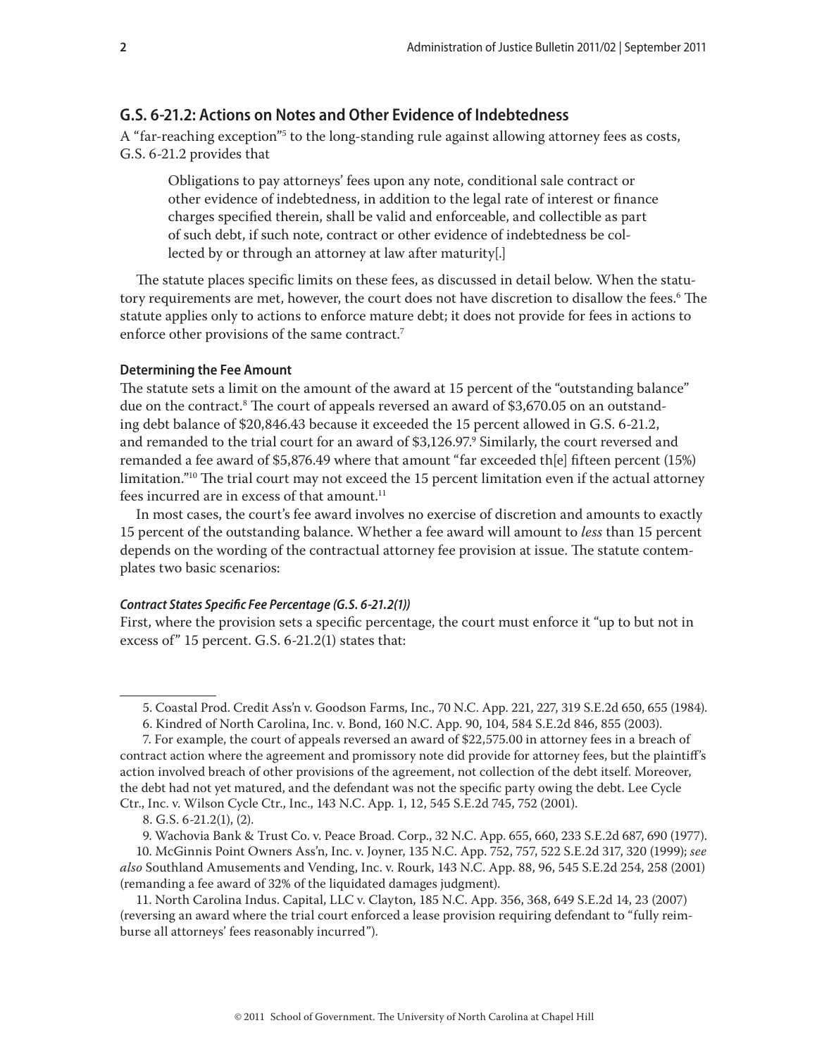## G.S. 6-21.2: Actions on Notes and Other Evidence of Indebtedness

A "far-reaching exception"[5] to the long-standing rule against allowing attorney fees as costs, G.S. 6-21.2 provides that

> Obligations to pay attorneys' fees upon any note, conditional sale contract or other evidence of indebtedness, in addition to the legal rate of interest or finance charges specified therein, shall be valid and enforceable, and collectible as part of such debt, if such note, contract or other evidence of indebtedness be collected by or through an attorney at law after maturity[.]

The statute places specific limits on these fees, as discussed in detail below. When the statutory requirements are met, however, the court does not have discretion to disallow the fees.[6] The statute applies only to actions to enforce mature debt; it does not provide for fees in actions to enforce other provisions of the same contract.[7]

#### Determining the Fee Amount

The statute sets a limit on the amount of the award at 15 percent of the "outstanding balance" due on the contract.[8] The court of appeals reversed an award of $3,670.05 on an outstanding debt balance of $20,846.43 because it exceeded the 15 percent allowed in G.S. 6-21.2, and remanded to the trial court for an award of $3,126.97.[9] Similarly, the court reversed and remanded a fee award of $5,876.49 where that amount "far exceeded th[e] fifteen percent (15%) limitation."[10] The trial court may not exceed the 15 percent limitation even if the actual attorney fees incurred are in excess of that amount.[11]

In most cases, the court's fee award involves no exercise of discretion and amounts to exactly 15 percent of the outstanding balance. Whether a fee award will amount to *less* than 15 percent depends on the wording of the contractual attorney fee provision at issue. The statute contemplates two basic scenarios:

##### *Contract States Specific Fee Percentage (G.S. 6-21.2(1))*

First, where the provision sets a specific percentage, the court must enforce it "up to but not in excess of" 15 percent. G.S. 6-21.2(1) states that:

---

5. Coastal Prod. Credit Ass'n v. Goodson Farms, Inc., 70 N.C. App. 221, 227, 319 S.E.2d 650, 655 (1984).

6. Kindred of North Carolina, Inc. v. Bond, 160 N.C. App. 90, 104, 584 S.E.2d 846, 855 (2003).

7. For example, the court of appeals reversed an award of $22,575.00 in attorney fees in a breach of contract action where the agreement and promissory note did provide for attorney fees, but the plaintiff's action involved breach of other provisions of the agreement, not collection of the debt itself. Moreover, the debt had not yet matured, and the defendant was not the specific party owing the debt. Lee Cycle Ctr., Inc. v. Wilson Cycle Ctr., Inc., 143 N.C. App. 1, 12, 545 S.E.2d 745, 752 (2001).

8. G.S. 6-21.2(1), (2).

9. Wachovia Bank & Trust Co. v. Peace Broad. Corp., 32 N.C. App. 655, 660, 233 S.E.2d 687, 690 (1977).

10. McGinnis Point Owners Ass'n, Inc. v. Joyner, 135 N.C. App. 752, 757, 522 S.E.2d 317, 320 (1999); *see also* Southland Amusements and Vending, Inc. v. Rourk, 143 N.C. App. 88, 96, 545 S.E.2d 254, 258 (2001) (remanding a fee award of 32% of the liquidated damages judgment).

11. North Carolina Indus. Capital, LLC v. Clayton, 185 N.C. App. 356, 368, 649 S.E.2d 14, 23 (2007) (reversing an award where the trial court enforced a lease provision requiring defendant to "fully reimburse all attorneys' fees reasonably incurred").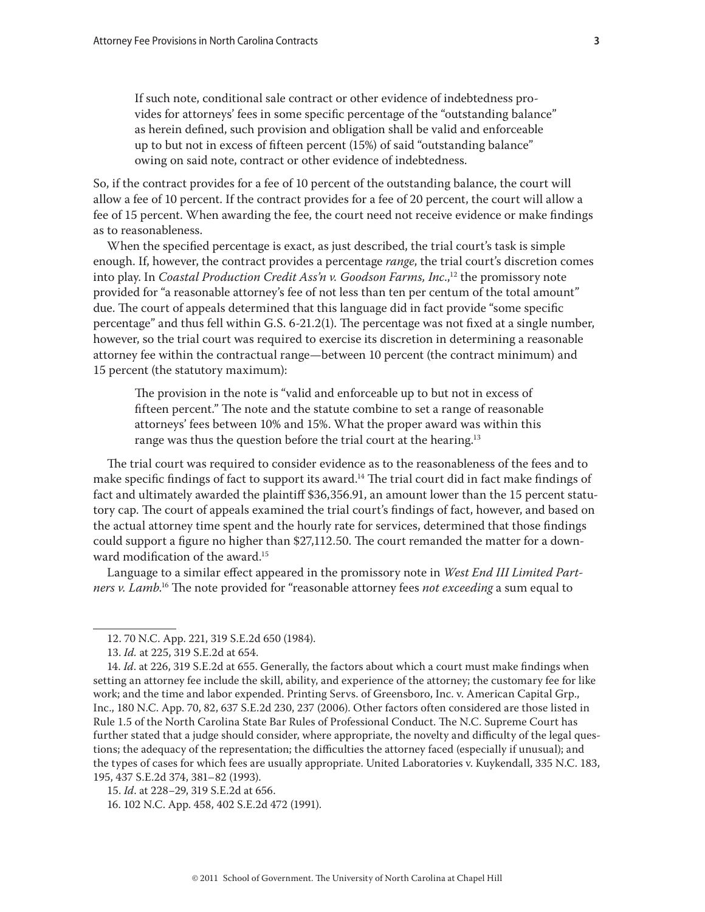> If such note, conditional sale contract or other evidence of indebtedness provides for attorneys' fees in some specific percentage of the "outstanding balance" as herein defined, such provision and obligation shall be valid and enforceable up to but not in excess of fifteen percent (15%) of said "outstanding balance" owing on said note, contract or other evidence of indebtedness.

So, if the contract provides for a fee of 10 percent of the outstanding balance, the court will allow a fee of 10 percent. If the contract provides for a fee of 20 percent, the court will allow a fee of 15 percent. When awarding the fee, the court need not receive evidence or make findings as to reasonableness.

When the specified percentage is exact, as just described, the trial court's task is simple enough. If, however, the contract provides a percentage *range*, the trial court's discretion comes into play. In *Coastal Production Credit Ass'n v. Goodson Farms, Inc.*,[12] the promissory note provided for "a reasonable attorney's fee of not less than ten per centum of the total amount" due. The court of appeals determined that this language did in fact provide "some specific percentage" and thus fell within G.S. 6-21.2(1). The percentage was not fixed at a single number, however, so the trial court was required to exercise its discretion in determining a reasonable attorney fee within the contractual range—between 10 percent (the contract minimum) and 15 percent (the statutory maximum):

> The provision in the note is "valid and enforceable up to but not in excess of fifteen percent." The note and the statute combine to set a range of reasonable attorneys' fees between 10% and 15%. What the proper award was within this range was thus the question before the trial court at the hearing.[13]

The trial court was required to consider evidence as to the reasonableness of the fees and to make specific findings of fact to support its award.[14] The trial court did in fact make findings of fact and ultimately awarded the plaintiff $36,356.91, an amount lower than the 15 percent statutory cap. The court of appeals examined the trial court's findings of fact, however, and based on the actual attorney time spent and the hourly rate for services, determined that those findings could support a figure no higher than $27,112.50. The court remanded the matter for a downward modification of the award.[15]

Language to a similar effect appeared in the promissory note in *West End III Limited Partners v. Lamb*.[16] The note provided for "reasonable attorney fees *not exceeding* a sum equal to

---

12. 70 N.C. App. 221, 319 S.E.2d 650 (1984).

13. *Id.* at 225, 319 S.E.2d at 654.

14. *Id*. at 226, 319 S.E.2d at 655. Generally, the factors about which a court must make findings when setting an attorney fee include the skill, ability, and experience of the attorney; the customary fee for like work; and the time and labor expended. Printing Servs. of Greensboro, Inc. v. American Capital Grp., Inc., 180 N.C. App. 70, 82, 637 S.E.2d 230, 237 (2006). Other factors often considered are those listed in Rule 1.5 of the North Carolina State Bar Rules of Professional Conduct. The N.C. Supreme Court has further stated that a judge should consider, where appropriate, the novelty and difficulty of the legal questions; the adequacy of the representation; the difficulties the attorney faced (especially if unusual); and the types of cases for which fees are usually appropriate. United Laboratories v. Kuykendall, 335 N.C. 183, 195, 437 S.E.2d 374, 381–82 (1993).

15. *Id*. at 228–29, 319 S.E.2d at 656.

16. 102 N.C. App. 458, 402 S.E.2d 472 (1991).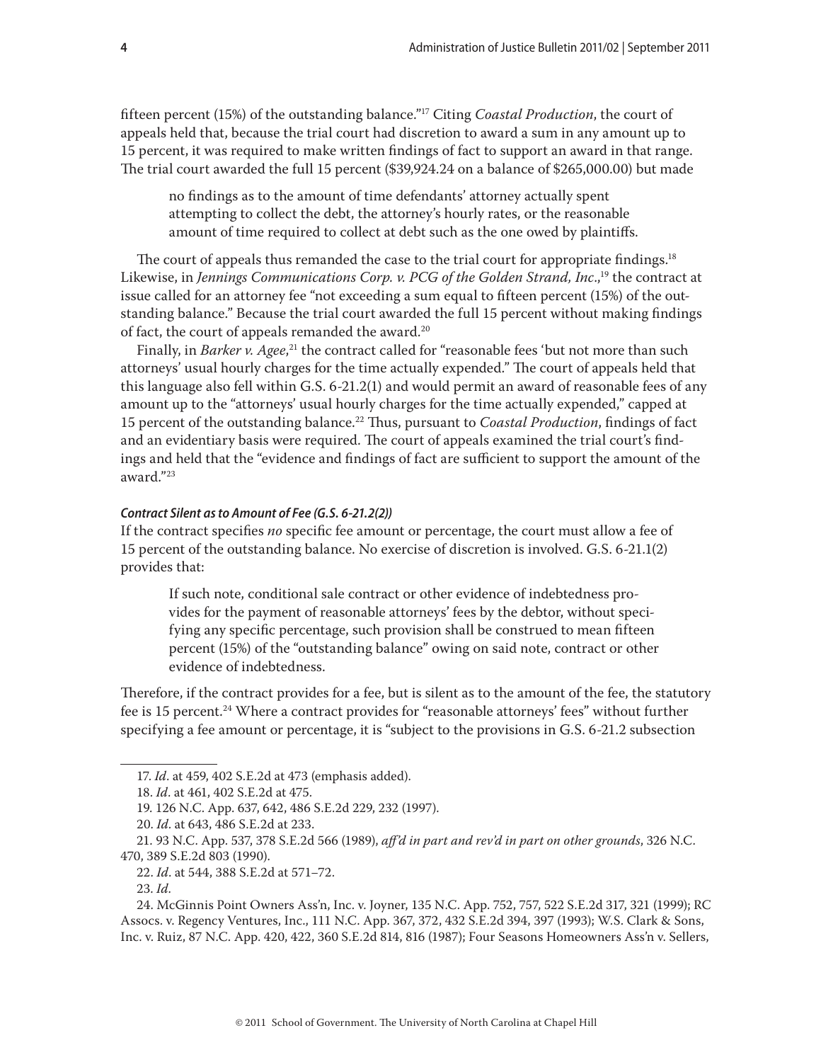fifteen percent (15%) of the outstanding balance."[17] Citing *Coastal Production*, the court of appeals held that, because the trial court had discretion to award a sum in any amount up to 15 percent, it was required to make written findings of fact to support an award in that range. The trial court awarded the full 15 percent ($39,924.24 on a balance of $265,000.00) but made

> no findings as to the amount of time defendants' attorney actually spent attempting to collect the debt, the attorney's hourly rates, or the reasonable amount of time required to collect at debt such as the one owed by plaintiffs.

The court of appeals thus remanded the case to the trial court for appropriate findings.[18] Likewise, in *Jennings Communications Corp. v. PCG of the Golden Strand, Inc.*,[19] the contract at issue called for an attorney fee "not exceeding a sum equal to fifteen percent (15%) of the outstanding balance." Because the trial court awarded the full 15 percent without making findings of fact, the court of appeals remanded the award.[20]

Finally, in *Barker v. Agee*,[21] the contract called for "reasonable fees 'but not more than such attorneys' usual hourly charges for the time actually expended." The court of appeals held that this language also fell within G.S. 6-21.2(1) and would permit an award of reasonable fees of any amount up to the "attorneys' usual hourly charges for the time actually expended," capped at 15 percent of the outstanding balance.[22] Thus, pursuant to *Coastal Production*, findings of fact and an evidentiary basis were required. The court of appeals examined the trial court's findings and held that the "evidence and findings of fact are sufficient to support the amount of the award."[23]

#### *Contract Silent as to Amount of Fee (G.S. 6-21.2(2))*

If the contract specifies *no* specific fee amount or percentage, the court must allow a fee of 15 percent of the outstanding balance. No exercise of discretion is involved. G.S. 6-21.1(2) provides that:

> If such note, conditional sale contract or other evidence of indebtedness provides for the payment of reasonable attorneys' fees by the debtor, without specifying any specific percentage, such provision shall be construed to mean fifteen percent (15%) of the "outstanding balance" owing on said note, contract or other evidence of indebtedness.

Therefore, if the contract provides for a fee, but is silent as to the amount of the fee, the statutory fee is 15 percent.[24] Where a contract provides for "reasonable attorneys' fees" without further specifying a fee amount or percentage, it is "subject to the provisions in G.S. 6-21.2 subsection

---

17. *Id.* at 459, 402 S.E.2d at 473 (emphasis added).

18. *Id.* at 461, 402 S.E.2d at 475.

19. 126 N.C. App. 637, 642, 486 S.E.2d 229, 232 (1997).

20. *Id.* at 643, 486 S.E.2d at 233.

21. 93 N.C. App. 537, 378 S.E.2d 566 (1989), *aff'd in part and rev'd in part on other grounds*, 326 N.C. 470, 389 S.E.2d 803 (1990).

22. *Id.* at 544, 388 S.E.2d at 571–72.

23. *Id.*

24. McGinnis Point Owners Ass'n, Inc. v. Joyner, 135 N.C. App. 752, 757, 522 S.E.2d 317, 321 (1999); RC Assocs. v. Regency Ventures, Inc., 111 N.C. App. 367, 372, 432 S.E.2d 394, 397 (1993); W.S. Clark & Sons, Inc. v. Ruiz, 87 N.C. App. 420, 422, 360 S.E.2d 814, 816 (1987); Four Seasons Homeowners Ass'n v. Sellers,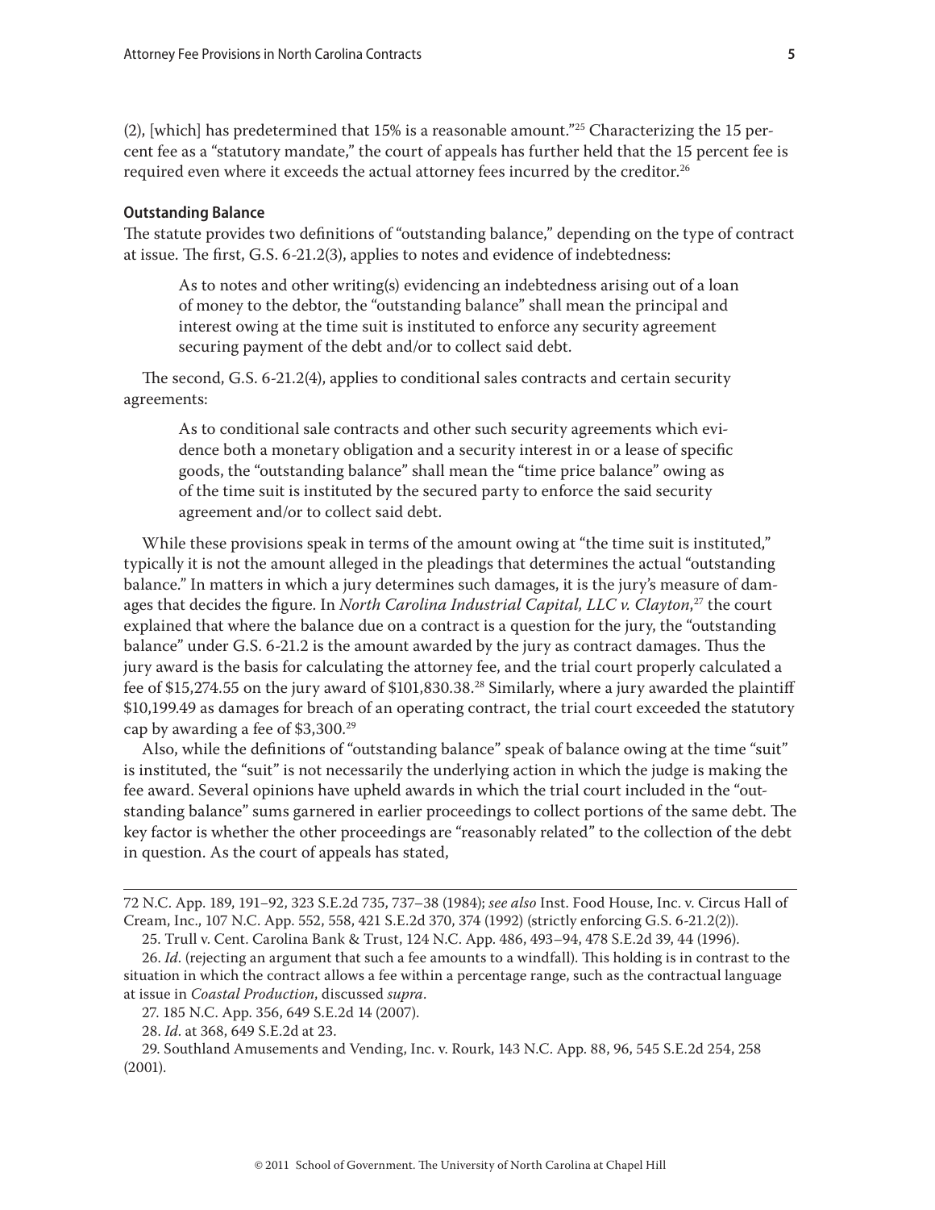(2), [which] has predetermined that 15% is a reasonable amount."[25] Characterizing the 15 percent fee as a "statutory mandate," the court of appeals has further held that the 15 percent fee is required even where it exceeds the actual attorney fees incurred by the creditor.[26]

### Outstanding Balance

The statute provides two definitions of "outstanding balance," depending on the type of contract at issue. The first, G.S. 6-21.2(3), applies to notes and evidence of indebtedness:

> As to notes and other writing(s) evidencing an indebtedness arising out of a loan of money to the debtor, the "outstanding balance" shall mean the principal and interest owing at the time suit is instituted to enforce any security agreement securing payment of the debt and/or to collect said debt.

The second, G.S. 6-21.2(4), applies to conditional sales contracts and certain security agreements:

> As to conditional sale contracts and other such security agreements which evidence both a monetary obligation and a security interest in or a lease of specific goods, the "outstanding balance" shall mean the "time price balance" owing as of the time suit is instituted by the secured party to enforce the said security agreement and/or to collect said debt.

While these provisions speak in terms of the amount owing at "the time suit is instituted," typically it is not the amount alleged in the pleadings that determines the actual "outstanding balance." In matters in which a jury determines such damages, it is the jury's measure of damages that decides the figure. In *North Carolina Industrial Capital, LLC v. Clayton*,[27] the court explained that where the balance due on a contract is a question for the jury, the "outstanding balance" under G.S. 6-21.2 is the amount awarded by the jury as contract damages. Thus the jury award is the basis for calculating the attorney fee, and the trial court properly calculated a fee of $15,274.55 on the jury award of $101,830.38.[28] Similarly, where a jury awarded the plaintiff $10,199.49 as damages for breach of an operating contract, the trial court exceeded the statutory cap by awarding a fee of $3,300.[29]

Also, while the definitions of "outstanding balance" speak of balance owing at the time "suit" is instituted, the "suit" is not necessarily the underlying action in which the judge is making the fee award. Several opinions have upheld awards in which the trial court included in the "outstanding balance" sums garnered in earlier proceedings to collect portions of the same debt. The key factor is whether the other proceedings are "reasonably related" to the collection of the debt in question. As the court of appeals has stated,

---

72 N.C. App. 189, 191–92, 323 S.E.2d 735, 737–38 (1984); *see also* Inst. Food House, Inc. v. Circus Hall of Cream, Inc., 107 N.C. App. 552, 558, 421 S.E.2d 370, 374 (1992) (strictly enforcing G.S. 6-21.2(2)).

25. Trull v. Cent. Carolina Bank & Trust, 124 N.C. App. 486, 493–94, 478 S.E.2d 39, 44 (1996).

26. *Id.* (rejecting an argument that such a fee amounts to a windfall). This holding is in contrast to the situation in which the contract allows a fee within a percentage range, such as the contractual language at issue in *Coastal Production*, discussed *supra*.

27. 185 N.C. App. 356, 649 S.E.2d 14 (2007).

28. *Id.* at 368, 649 S.E.2d at 23.

29. Southland Amusements and Vending, Inc. v. Rourk, 143 N.C. App. 88, 96, 545 S.E.2d 254, 258 (2001).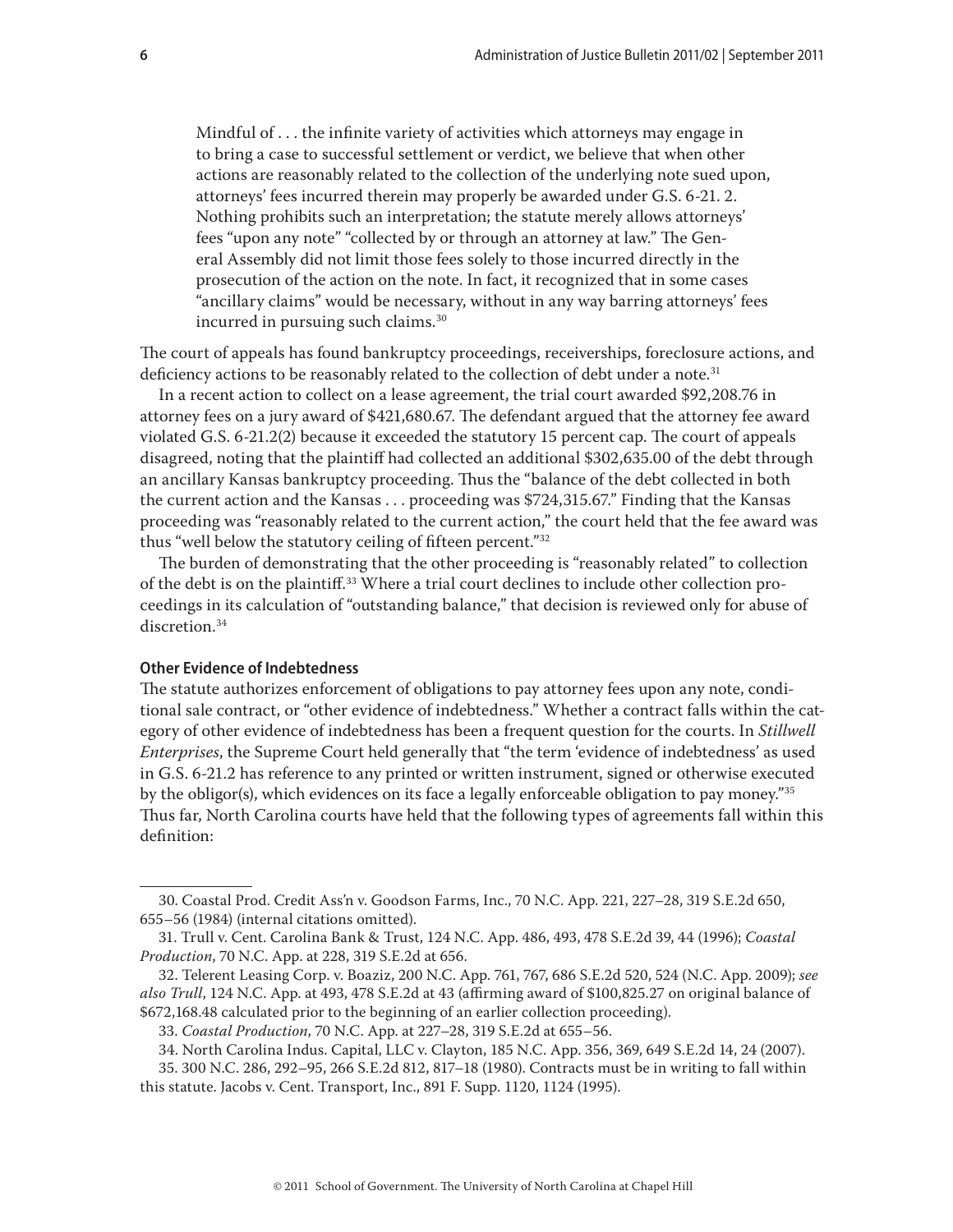> Mindful of . . . the infinite variety of activities which attorneys may engage in to bring a case to successful settlement or verdict, we believe that when other actions are reasonably related to the collection of the underlying note sued upon, attorneys' fees incurred therein may properly be awarded under G.S. 6-21. 2. Nothing prohibits such an interpretation; the statute merely allows attorneys' fees "upon any note" "collected by or through an attorney at law." The General Assembly did not limit those fees solely to those incurred directly in the prosecution of the action on the note. In fact, it recognized that in some cases "ancillary claims" would be necessary, without in any way barring attorneys' fees incurred in pursuing such claims.[30]

The court of appeals has found bankruptcy proceedings, receiverships, foreclosure actions, and deficiency actions to be reasonably related to the collection of debt under a note.[31]

In a recent action to collect on a lease agreement, the trial court awarded $92,208.76 in attorney fees on a jury award of $421,680.67. The defendant argued that the attorney fee award violated G.S. 6-21.2(2) because it exceeded the statutory 15 percent cap. The court of appeals disagreed, noting that the plaintiff had collected an additional $302,635.00 of the debt through an ancillary Kansas bankruptcy proceeding. Thus the "balance of the debt collected in both the current action and the Kansas . . . proceeding was $724,315.67." Finding that the Kansas proceeding was "reasonably related to the current action," the court held that the fee award was thus "well below the statutory ceiling of fifteen percent."[32]

The burden of demonstrating that the other proceeding is "reasonably related" to collection of the debt is on the plaintiff.[33] Where a trial court declines to include other collection proceedings in its calculation of "outstanding balance," that decision is reviewed only for abuse of discretion.[34]

#### Other Evidence of Indebtedness

The statute authorizes enforcement of obligations to pay attorney fees upon any note, conditional sale contract, or "other evidence of indebtedness." Whether a contract falls within the category of other evidence of indebtedness has been a frequent question for the courts. In *Stillwell Enterprises*, the Supreme Court held generally that "the term 'evidence of indebtedness' as used in G.S. 6-21.2 has reference to any printed or written instrument, signed or otherwise executed by the obligor(s), which evidences on its face a legally enforceable obligation to pay money."[35] Thus far, North Carolina courts have held that the following types of agreements fall within this definition:

---

30. Coastal Prod. Credit Ass'n v. Goodson Farms, Inc., 70 N.C. App. 221, 227–28, 319 S.E.2d 650, 655–56 (1984) (internal citations omitted).

31. Trull v. Cent. Carolina Bank & Trust, 124 N.C. App. 486, 493, 478 S.E.2d 39, 44 (1996); *Coastal Production*, 70 N.C. App. at 228, 319 S.E.2d at 656.

32. Telerent Leasing Corp. v. Boaziz, 200 N.C. App. 761, 767, 686 S.E.2d 520, 524 (N.C. App. 2009); *see also Trull*, 124 N.C. App. at 493, 478 S.E.2d at 43 (affirming award of $100,825.27 on original balance of $672,168.48 calculated prior to the beginning of an earlier collection proceeding).

33. *Coastal Production*, 70 N.C. App. at 227–28, 319 S.E.2d at 655–56.

34. North Carolina Indus. Capital, LLC v. Clayton, 185 N.C. App. 356, 369, 649 S.E.2d 14, 24 (2007).

35. 300 N.C. 286, 292–95, 266 S.E.2d 812, 817–18 (1980). Contracts must be in writing to fall within this statute. Jacobs v. Cent. Transport, Inc., 891 F. Supp. 1120, 1124 (1995).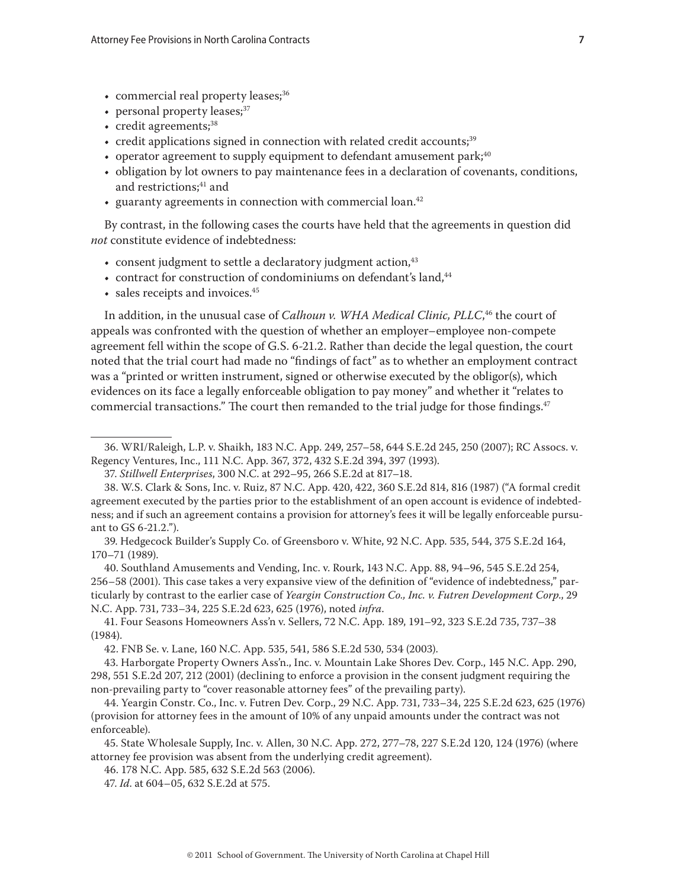- commercial real property leases;[36]
- personal property leases;[37]
- credit agreements;[38]
- credit applications signed in connection with related credit accounts;[39]
- operator agreement to supply equipment to defendant amusement park;[40]
- obligation by lot owners to pay maintenance fees in a declaration of covenants, conditions, and restrictions;[41] and
- guaranty agreements in connection with commercial loan.[42]

By contrast, in the following cases the courts have held that the agreements in question did *not* constitute evidence of indebtedness:

- consent judgment to settle a declaratory judgment action,[43]
- contract for construction of condominiums on defendant's land,[44]
- sales receipts and invoices.[45]

In addition, in the unusual case of *Calhoun v. WHA Medical Clinic, PLLC*,[46] the court of appeals was confronted with the question of whether an employer–employee non-compete agreement fell within the scope of G.S. 6-21.2. Rather than decide the legal question, the court noted that the trial court had made no "findings of fact" as to whether an employment contract was a "printed or written instrument, signed or otherwise executed by the obligor(s), which evidences on its face a legally enforceable obligation to pay money" and whether it "relates to commercial transactions." The court then remanded to the trial judge for those findings.[47]

---

36. WRI/Raleigh, L.P. v. Shaikh, 183 N.C. App. 249, 257–58, 644 S.E.2d 245, 250 (2007); RC Assocs. v. Regency Ventures, Inc., 111 N.C. App. 367, 372, 432 S.E.2d 394, 397 (1993).

37. *Stillwell Enterprises*, 300 N.C. at 292–95, 266 S.E.2d at 817–18.

38. W.S. Clark & Sons, Inc. v. Ruiz, 87 N.C. App. 420, 422, 360 S.E.2d 814, 816 (1987) ("A formal credit agreement executed by the parties prior to the establishment of an open account is evidence of indebtedness; and if such an agreement contains a provision for attorney's fees it will be legally enforceable pursuant to GS 6-21.2.").

39. Hedgecock Builder's Supply Co. of Greensboro v. White, 92 N.C. App. 535, 544, 375 S.E.2d 164, 170–71 (1989).

40. Southland Amusements and Vending, Inc. v. Rourk, 143 N.C. App. 88, 94–96, 545 S.E.2d 254, 256–58 (2001). This case takes a very expansive view of the definition of "evidence of indebtedness," particularly by contrast to the earlier case of *Yeargin Construction Co., Inc. v. Futren Development Corp.*, 29 N.C. App. 731, 733–34, 225 S.E.2d 623, 625 (1976), noted *infra*.

41. Four Seasons Homeowners Ass'n v. Sellers, 72 N.C. App. 189, 191–92, 323 S.E.2d 735, 737–38 (1984).

42. FNB Se. v. Lane, 160 N.C. App. 535, 541, 586 S.E.2d 530, 534 (2003).

43. Harborgate Property Owners Ass'n., Inc. v. Mountain Lake Shores Dev. Corp., 145 N.C. App. 290, 298, 551 S.E.2d 207, 212 (2001) (declining to enforce a provision in the consent judgment requiring the non-prevailing party to "cover reasonable attorney fees" of the prevailing party).

44. Yeargin Constr. Co., Inc. v. Futren Dev. Corp., 29 N.C. App. 731, 733–34, 225 S.E.2d 623, 625 (1976) (provision for attorney fees in the amount of 10% of any unpaid amounts under the contract was not enforceable).

45. State Wholesale Supply, Inc. v. Allen, 30 N.C. App. 272, 277–78, 227 S.E.2d 120, 124 (1976) (where attorney fee provision was absent from the underlying credit agreement).

46. 178 N.C. App. 585, 632 S.E.2d 563 (2006).

47. *Id*. at 604–05, 632 S.E.2d at 575.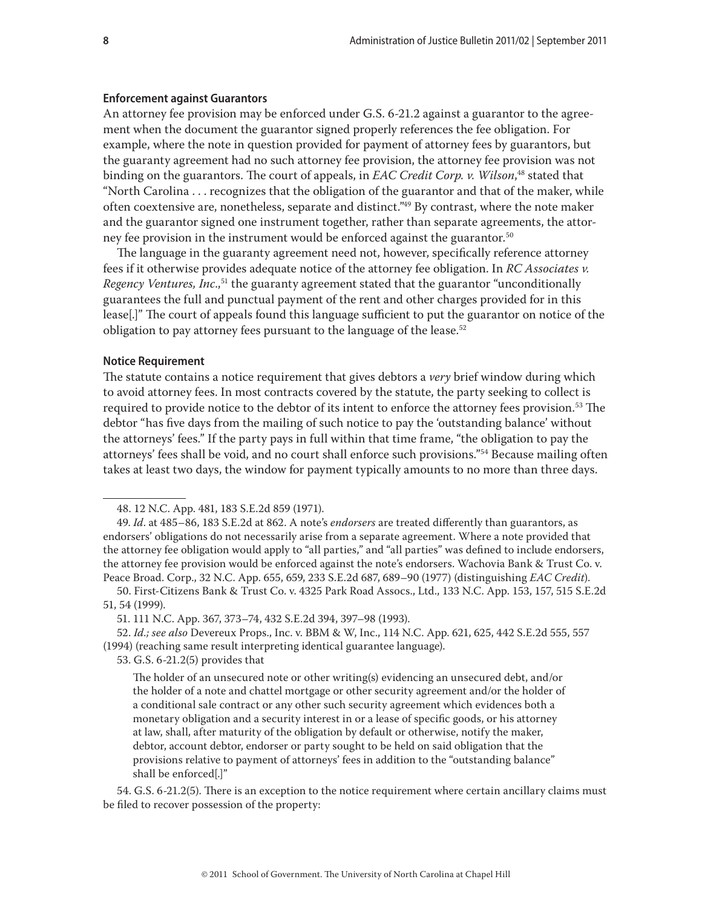### Enforcement against Guarantors

An attorney fee provision may be enforced under G.S. 6-21.2 against a guarantor to the agreement when the document the guarantor signed properly references the fee obligation. For example, where the note in question provided for payment of attorney fees by guarantors, but the guaranty agreement had no such attorney fee provision, the attorney fee provision was not binding on the guarantors. The court of appeals, in *EAC Credit Corp. v. Wilson*,[48] stated that "North Carolina . . . recognizes that the obligation of the guarantor and that of the maker, while often coextensive are, nonetheless, separate and distinct."[49] By contrast, where the note maker and the guarantor signed one instrument together, rather than separate agreements, the attorney fee provision in the instrument would be enforced against the guarantor.[50]

The language in the guaranty agreement need not, however, specifically reference attorney fees if it otherwise provides adequate notice of the attorney fee obligation. In *RC Associates v. Regency Ventures, Inc.*,[51] the guaranty agreement stated that the guarantor "unconditionally guarantees the full and punctual payment of the rent and other charges provided for in this lease[.]" The court of appeals found this language sufficient to put the guarantor on notice of the obligation to pay attorney fees pursuant to the language of the lease.[52]

### Notice Requirement

The statute contains a notice requirement that gives debtors a *very* brief window during which to avoid attorney fees. In most contracts covered by the statute, the party seeking to collect is required to provide notice to the debtor of its intent to enforce the attorney fees provision.[53] The debtor "has five days from the mailing of such notice to pay the 'outstanding balance' without the attorneys' fees." If the party pays in full within that time frame, "the obligation to pay the attorneys' fees shall be void, and no court shall enforce such provisions."[54] Because mailing often takes at least two days, the window for payment typically amounts to no more than three days.

---

48. 12 N.C. App. 481, 183 S.E.2d 859 (1971).

49. *Id*. at 485–86, 183 S.E.2d at 862. A note's *endorsers* are treated differently than guarantors, as endorsers' obligations do not necessarily arise from a separate agreement. Where a note provided that the attorney fee obligation would apply to "all parties," and "all parties" was defined to include endorsers, the attorney fee provision would be enforced against the note's endorsers. Wachovia Bank & Trust Co. v. Peace Broad. Corp., 32 N.C. App. 655, 659, 233 S.E.2d 687, 689–90 (1977) (distinguishing *EAC Credit*).

50. First-Citizens Bank & Trust Co. v. 4325 Park Road Assocs., Ltd., 133 N.C. App. 153, 157, 515 S.E.2d 51, 54 (1999).

51. 111 N.C. App. 367, 373–74, 432 S.E.2d 394, 397–98 (1993).

52. *Id.; see also* Devereux Props., Inc. v. BBM & W, Inc., 114 N.C. App. 621, 625, 442 S.E.2d 555, 557 (1994) (reaching same result interpreting identical guarantee language).

53. G.S. 6-21.2(5) provides that

> The holder of an unsecured note or other writing(s) evidencing an unsecured debt, and/or the holder of a note and chattel mortgage or other security agreement and/or the holder of a conditional sale contract or any other such security agreement which evidences both a monetary obligation and a security interest in or a lease of specific goods, or his attorney at law, shall, after maturity of the obligation by default or otherwise, notify the maker, debtor, account debtor, endorser or party sought to be held on said obligation that the provisions relative to payment of attorneys' fees in addition to the "outstanding balance" shall be enforced[.]"

54. G.S. 6-21.2(5). There is an exception to the notice requirement where certain ancillary claims must be filed to recover possession of the property: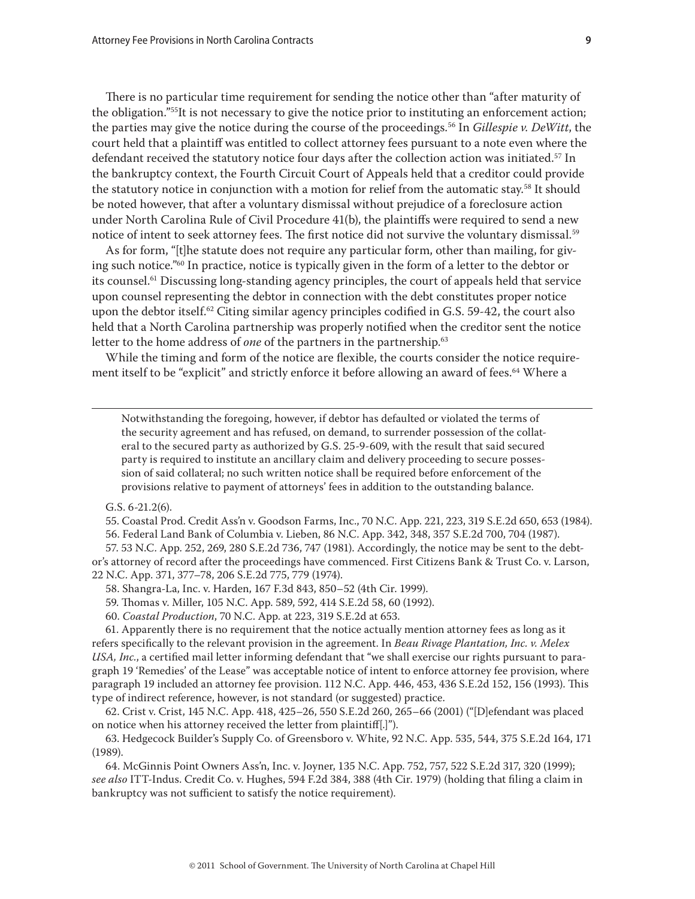There is no particular time requirement for sending the notice other than "after maturity of the obligation."[55] It is not necessary to give the notice prior to instituting an enforcement action; the parties may give the notice during the course of the proceedings.[56] In *Gillespie v. DeWitt*, the court held that a plaintiff was entitled to collect attorney fees pursuant to a note even where the defendant received the statutory notice four days after the collection action was initiated.[57] In the bankruptcy context, the Fourth Circuit Court of Appeals held that a creditor could provide the statutory notice in conjunction with a motion for relief from the automatic stay.[58] It should be noted however, that after a voluntary dismissal without prejudice of a foreclosure action under North Carolina Rule of Civil Procedure 41(b), the plaintiffs were required to send a new notice of intent to seek attorney fees. The first notice did not survive the voluntary dismissal.[59]

As for form, "[t]he statute does not require any particular form, other than mailing, for giving such notice."[60] In practice, notice is typically given in the form of a letter to the debtor or its counsel.[61] Discussing long-standing agency principles, the court of appeals held that service upon counsel representing the debtor in connection with the debt constitutes proper notice upon the debtor itself.[62] Citing similar agency principles codified in G.S. 59-42, the court also held that a North Carolina partnership was properly notified when the creditor sent the notice letter to the home address of *one* of the partners in the partnership.[63]

While the timing and form of the notice are flexible, the courts consider the notice requirement itself to be "explicit" and strictly enforce it before allowing an award of fees.[64] Where a

---

> Notwithstanding the foregoing, however, if debtor has defaulted or violated the terms of the security agreement and has refused, on demand, to surrender possession of the collateral to the secured party as authorized by G.S. 25-9-609, with the result that said secured party is required to institute an ancillary claim and delivery proceeding to secure possession of said collateral; no such written notice shall be required before enforcement of the provisions relative to payment of attorneys' fees in addition to the outstanding balance.

G.S. 6-21.2(6).

55. Coastal Prod. Credit Ass'n v. Goodson Farms, Inc., 70 N.C. App. 221, 223, 319 S.E.2d 650, 653 (1984).

56. Federal Land Bank of Columbia v. Lieben, 86 N.C. App. 342, 348, 357 S.E.2d 700, 704 (1987).

57. 53 N.C. App. 252, 269, 280 S.E.2d 736, 747 (1981). Accordingly, the notice may be sent to the debtor's attorney of record after the proceedings have commenced. First Citizens Bank & Trust Co. v. Larson, 22 N.C. App. 371, 377–78, 206 S.E.2d 775, 779 (1974).

58. Shangra-La, Inc. v. Harden, 167 F.3d 843, 850–52 (4th Cir. 1999).

59. Thomas v. Miller, 105 N.C. App. 589, 592, 414 S.E.2d 58, 60 (1992).

60. *Coastal Production*, 70 N.C. App. at 223, 319 S.E.2d at 653.

61. Apparently there is no requirement that the notice actually mention attorney fees as long as it refers specifically to the relevant provision in the agreement. In *Beau Rivage Plantation, Inc. v. Melex USA, Inc.*, a certified mail letter informing defendant that "we shall exercise our rights pursuant to paragraph 19 'Remedies' of the Lease" was acceptable notice of intent to enforce attorney fee provision, where paragraph 19 included an attorney fee provision. 112 N.C. App. 446, 453, 436 S.E.2d 152, 156 (1993). This type of indirect reference, however, is not standard (or suggested) practice.

62. Crist v. Crist, 145 N.C. App. 418, 425–26, 550 S.E.2d 260, 265–66 (2001) ("[D]efendant was placed on notice when his attorney received the letter from plaintiff[.]").

63. Hedgecock Builder's Supply Co. of Greensboro v. White, 92 N.C. App. 535, 544, 375 S.E.2d 164, 171 (1989).

64. McGinnis Point Owners Ass'n, Inc. v. Joyner, 135 N.C. App. 752, 757, 522 S.E.2d 317, 320 (1999); *see also* ITT-Indus. Credit Co. v. Hughes, 594 F.2d 384, 388 (4th Cir. 1979) (holding that filing a claim in bankruptcy was not sufficient to satisfy the notice requirement).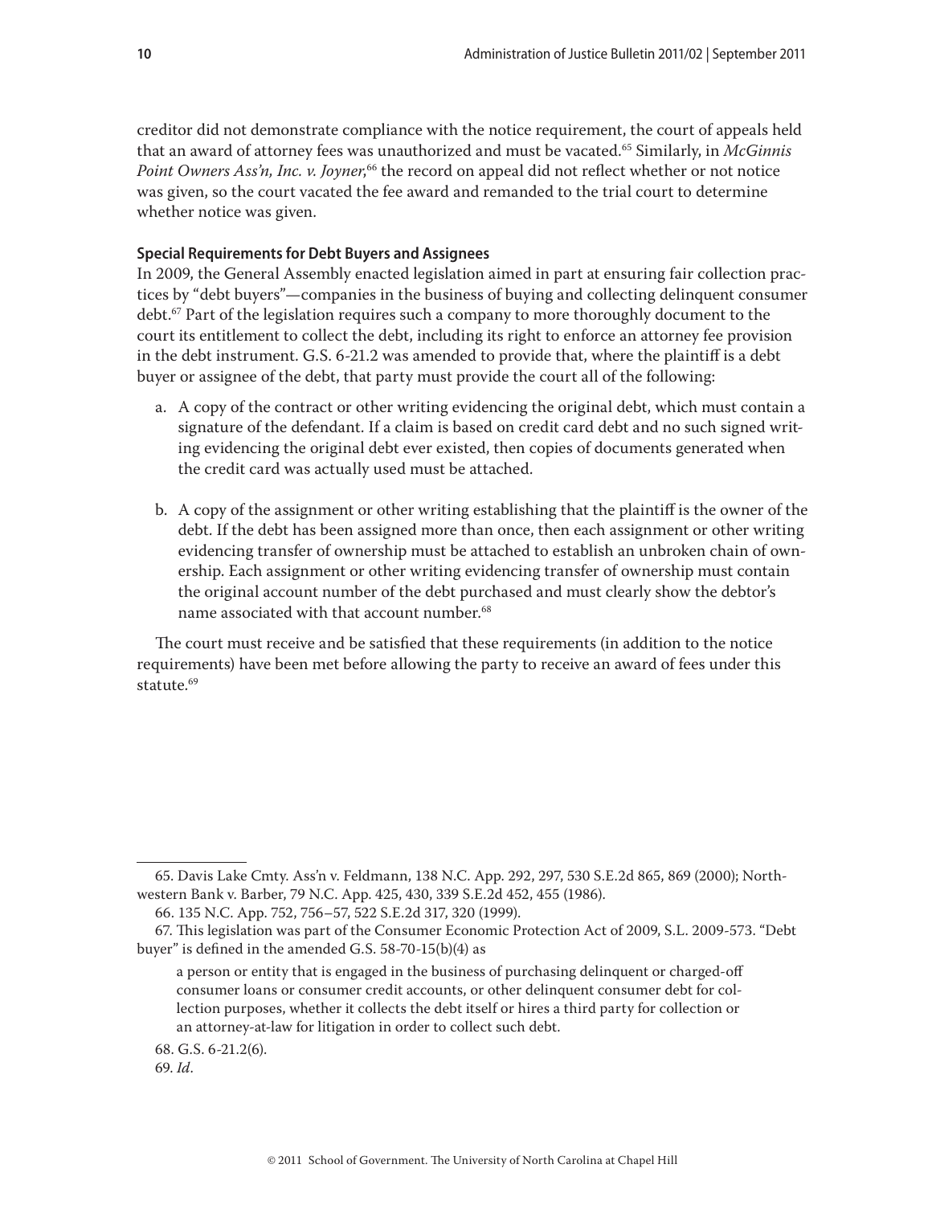creditor did not demonstrate compliance with the notice requirement, the court of appeals held that an award of attorney fees was unauthorized and must be vacated.[65] Similarly, in *McGinnis Point Owners Ass'n, Inc. v. Joyner*,[66] the record on appeal did not reflect whether or not notice was given, so the court vacated the fee award and remanded to the trial court to determine whether notice was given.

### Special Requirements for Debt Buyers and Assignees

In 2009, the General Assembly enacted legislation aimed in part at ensuring fair collection practices by "debt buyers"—companies in the business of buying and collecting delinquent consumer debt.[67] Part of the legislation requires such a company to more thoroughly document to the court its entitlement to collect the debt, including its right to enforce an attorney fee provision in the debt instrument. G.S. 6-21.2 was amended to provide that, where the plaintiff is a debt buyer or assignee of the debt, that party must provide the court all of the following:

a. A copy of the contract or other writing evidencing the original debt, which must contain a signature of the defendant. If a claim is based on credit card debt and no such signed writing evidencing the original debt ever existed, then copies of documents generated when the credit card was actually used must be attached.

b. A copy of the assignment or other writing establishing that the plaintiff is the owner of the debt. If the debt has been assigned more than once, then each assignment or other writing evidencing transfer of ownership must be attached to establish an unbroken chain of ownership. Each assignment or other writing evidencing transfer of ownership must contain the original account number of the debt purchased and must clearly show the debtor's name associated with that account number.[68]

The court must receive and be satisfied that these requirements (in addition to the notice requirements) have been met before allowing the party to receive an award of fees under this statute.[69]

---

65. Davis Lake Cmty. Ass'n v. Feldmann, 138 N.C. App. 292, 297, 530 S.E.2d 865, 869 (2000); Northwestern Bank v. Barber, 79 N.C. App. 425, 430, 339 S.E.2d 452, 455 (1986).

66. 135 N.C. App. 752, 756–57, 522 S.E.2d 317, 320 (1999).

67. This legislation was part of the Consumer Economic Protection Act of 2009, S.L. 2009-573. "Debt buyer" is defined in the amended G.S. 58-70-15(b)(4) as

> a person or entity that is engaged in the business of purchasing delinquent or charged-off consumer loans or consumer credit accounts, or other delinquent consumer debt for collection purposes, whether it collects the debt itself or hires a third party for collection or an attorney-at-law for litigation in order to collect such debt.

68. G.S. 6-21.2(6).

69. *Id*.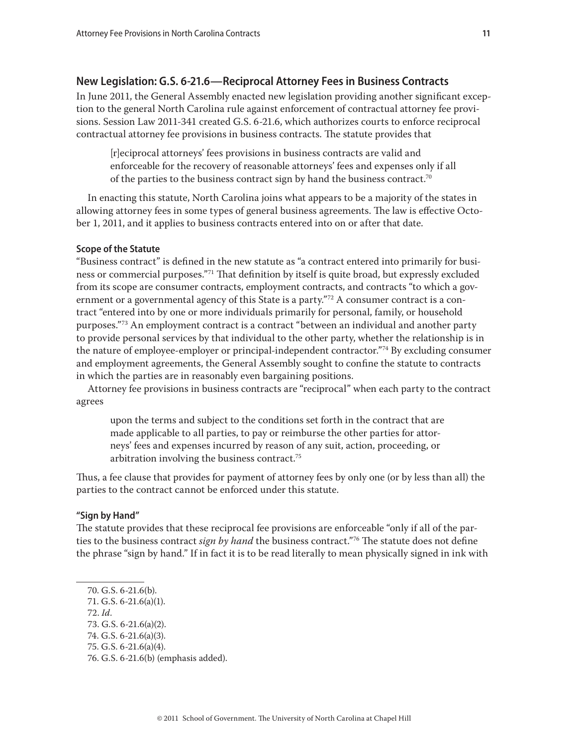## New Legislation: G.S. 6-21.6—Reciprocal Attorney Fees in Business Contracts

In June 2011, the General Assembly enacted new legislation providing another significant exception to the general North Carolina rule against enforcement of contractual attorney fee provisions. Session Law 2011-341 created G.S. 6-21.6, which authorizes courts to enforce reciprocal contractual attorney fee provisions in business contracts. The statute provides that

> [r]eciprocal attorneys' fees provisions in business contracts are valid and enforceable for the recovery of reasonable attorneys' fees and expenses only if all of the parties to the business contract sign by hand the business contract.[70]

In enacting this statute, North Carolina joins what appears to be a majority of the states in allowing attorney fees in some types of general business agreements. The law is effective October 1, 2011, and it applies to business contracts entered into on or after that date.

### Scope of the Statute

"Business contract" is defined in the new statute as "a contract entered into primarily for business or commercial purposes."[71] That definition by itself is quite broad, but expressly excluded from its scope are consumer contracts, employment contracts, and contracts "to which a government or a governmental agency of this State is a party."[72] A consumer contract is a contract "entered into by one or more individuals primarily for personal, family, or household purposes."[73] An employment contract is a contract "between an individual and another party to provide personal services by that individual to the other party, whether the relationship is in the nature of employee-employer or principal-independent contractor."[74] By excluding consumer and employment agreements, the General Assembly sought to confine the statute to contracts in which the parties are in reasonably even bargaining positions.

Attorney fee provisions in business contracts are "reciprocal" when each party to the contract agrees

> upon the terms and subject to the conditions set forth in the contract that are made applicable to all parties, to pay or reimburse the other parties for attorneys' fees and expenses incurred by reason of any suit, action, proceeding, or arbitration involving the business contract.[75]

Thus, a fee clause that provides for payment of attorney fees by only one (or by less than all) the parties to the contract cannot be enforced under this statute.

### "Sign by Hand"

The statute provides that these reciprocal fee provisions are enforceable "only if all of the parties to the business contract *sign by hand* the business contract."[76] The statute does not define the phrase "sign by hand." If in fact it is to be read literally to mean physically signed in ink with

---

70. G.S. 6-21.6(b).
71. G.S. 6-21.6(a)(1).
72. *Id.*
73. G.S. 6-21.6(a)(2).
74. G.S. 6-21.6(a)(3).
75. G.S. 6-21.6(a)(4).
76. G.S. 6-21.6(b) (emphasis added).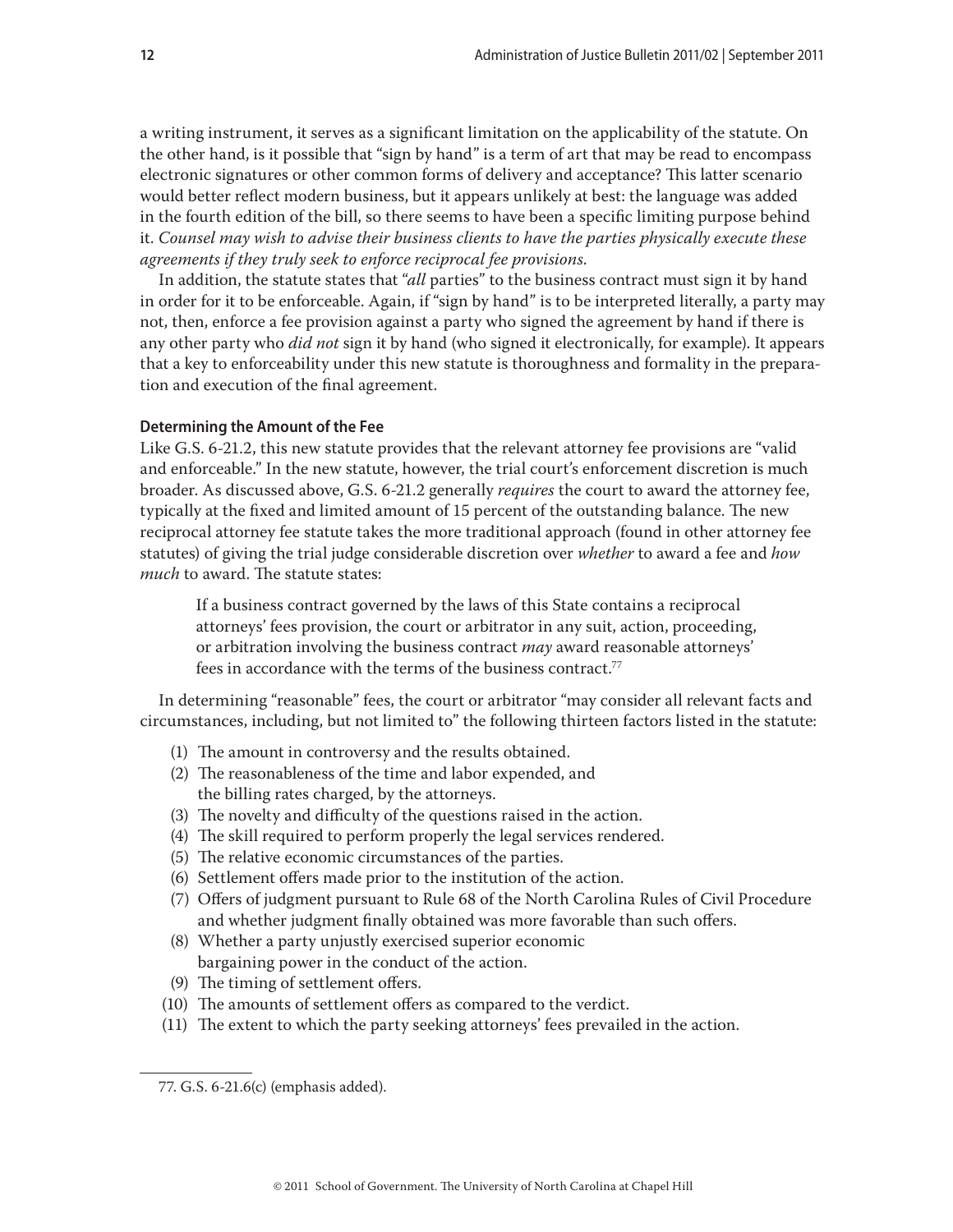a writing instrument, it serves as a significant limitation on the applicability of the statute. On the other hand, is it possible that "sign by hand" is a term of art that may be read to encompass electronic signatures or other common forms of delivery and acceptance? This latter scenario would better reflect modern business, but it appears unlikely at best: the language was added in the fourth edition of the bill, so there seems to have been a specific limiting purpose behind it. *Counsel may wish to advise their business clients to have the parties physically execute these agreements if they truly seek to enforce reciprocal fee provisions.*

In addition, the statute states that "*all* parties" to the business contract must sign it by hand in order for it to be enforceable. Again, if "sign by hand" is to be interpreted literally, a party may not, then, enforce a fee provision against a party who signed the agreement by hand if there is any other party who *did not* sign it by hand (who signed it electronically, for example). It appears that a key to enforceability under this new statute is thoroughness and formality in the preparation and execution of the final agreement.

#### Determining the Amount of the Fee

Like G.S. 6-21.2, this new statute provides that the relevant attorney fee provisions are "valid and enforceable." In the new statute, however, the trial court's enforcement discretion is much broader. As discussed above, G.S. 6-21.2 generally *requires* the court to award the attorney fee, typically at the fixed and limited amount of 15 percent of the outstanding balance. The new reciprocal attorney fee statute takes the more traditional approach (found in other attorney fee statutes) of giving the trial judge considerable discretion over *whether* to award a fee and *how much* to award. The statute states:

> If a business contract governed by the laws of this State contains a reciprocal attorneys' fees provision, the court or arbitrator in any suit, action, proceeding, or arbitration involving the business contract *may* award reasonable attorneys' fees in accordance with the terms of the business contract.[77]

In determining "reasonable" fees, the court or arbitrator "may consider all relevant facts and circumstances, including, but not limited to" the following thirteen factors listed in the statute:

1. The amount in controversy and the results obtained.
2. The reasonableness of the time and labor expended, and the billing rates charged, by the attorneys.
3. The novelty and difficulty of the questions raised in the action.
4. The skill required to perform properly the legal services rendered.
5. The relative economic circumstances of the parties.
6. Settlement offers made prior to the institution of the action.
7. Offers of judgment pursuant to Rule 68 of the North Carolina Rules of Civil Procedure and whether judgment finally obtained was more favorable than such offers.
8. Whether a party unjustly exercised superior economic bargaining power in the conduct of the action.
9. The timing of settlement offers.
10. The amounts of settlement offers as compared to the verdict.
11. The extent to which the party seeking attorneys' fees prevailed in the action.

---

77. G.S. 6-21.6(c) (emphasis added).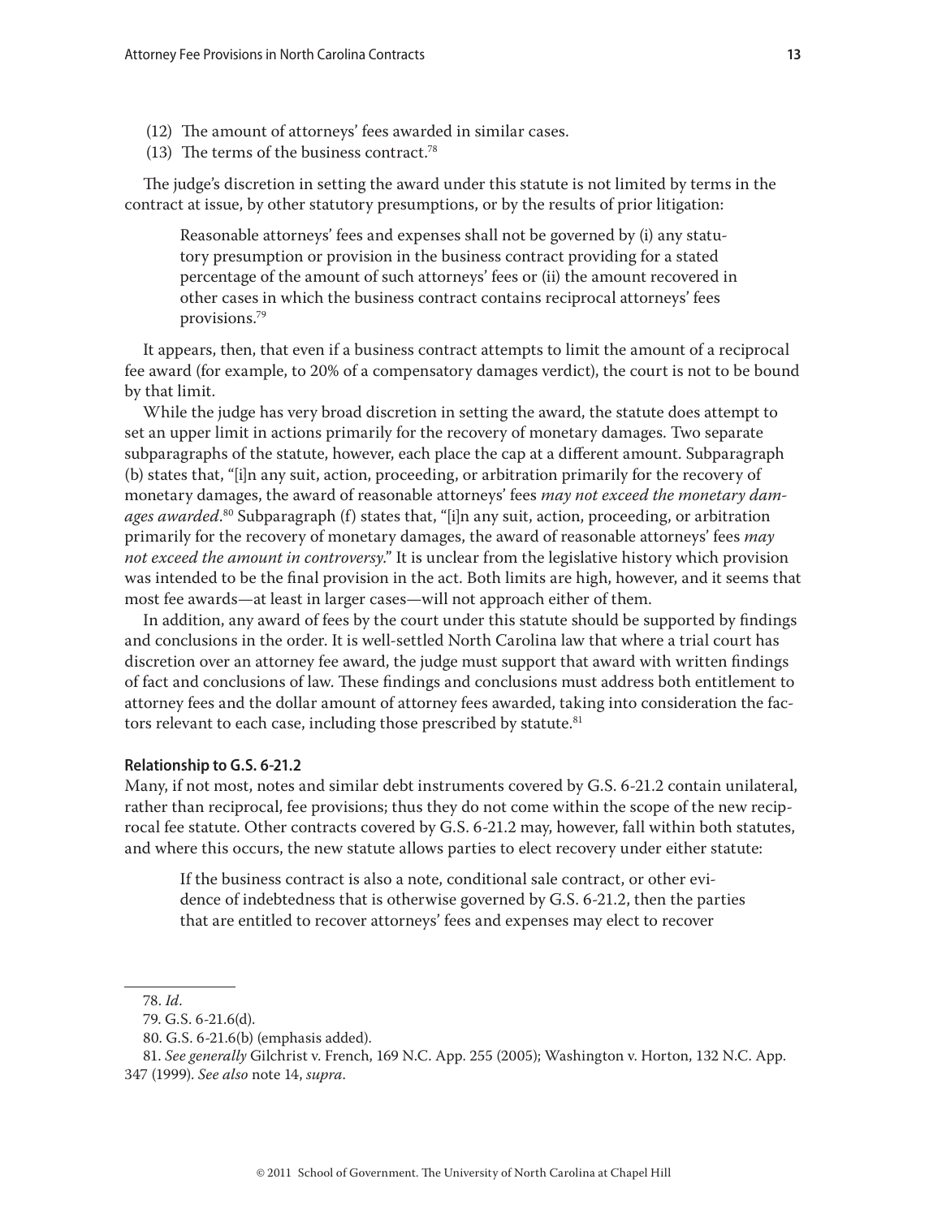(12) The amount of attorneys' fees awarded in similar cases.

(13) The terms of the business contract.[78]

The judge's discretion in setting the award under this statute is not limited by terms in the contract at issue, by other statutory presumptions, or by the results of prior litigation:

> Reasonable attorneys' fees and expenses shall not be governed by (i) any statutory presumption or provision in the business contract providing for a stated percentage of the amount of such attorneys' fees or (ii) the amount recovered in other cases in which the business contract contains reciprocal attorneys' fees provisions.[79]

It appears, then, that even if a business contract attempts to limit the amount of a reciprocal fee award (for example, to 20% of a compensatory damages verdict), the court is not to be bound by that limit.

While the judge has very broad discretion in setting the award, the statute does attempt to set an upper limit in actions primarily for the recovery of monetary damages. Two separate subparagraphs of the statute, however, each place the cap at a different amount. Subparagraph (b) states that, "[i]n any suit, action, proceeding, or arbitration primarily for the recovery of monetary damages, the award of reasonable attorneys' fees *may not exceed the monetary damages awarded*.[80] Subparagraph (f) states that, "[i]n any suit, action, proceeding, or arbitration primarily for the recovery of monetary damages, the award of reasonable attorneys' fees *may not exceed the amount in controversy*." It is unclear from the legislative history which provision was intended to be the final provision in the act. Both limits are high, however, and it seems that most fee awards—at least in larger cases—will not approach either of them.

In addition, any award of fees by the court under this statute should be supported by findings and conclusions in the order. It is well-settled North Carolina law that where a trial court has discretion over an attorney fee award, the judge must support that award with written findings of fact and conclusions of law. These findings and conclusions must address both entitlement to attorney fees and the dollar amount of attorney fees awarded, taking into consideration the factors relevant to each case, including those prescribed by statute.[81]

#### Relationship to G.S. 6-21.2

Many, if not most, notes and similar debt instruments covered by G.S. 6-21.2 contain unilateral, rather than reciprocal, fee provisions; thus they do not come within the scope of the new reciprocal fee statute. Other contracts covered by G.S. 6-21.2 may, however, fall within both statutes, and where this occurs, the new statute allows parties to elect recovery under either statute:

> If the business contract is also a note, conditional sale contract, or other evidence of indebtedness that is otherwise governed by G.S. 6-21.2, then the parties that are entitled to recover attorneys' fees and expenses may elect to recover

---

78. *Id.*

79. G.S. 6-21.6(d).

80. G.S. 6-21.6(b) (emphasis added).

81. *See generally* Gilchrist v. French, 169 N.C. App. 255 (2005); Washington v. Horton, 132 N.C. App. 347 (1999). *See also* note 14, *supra*.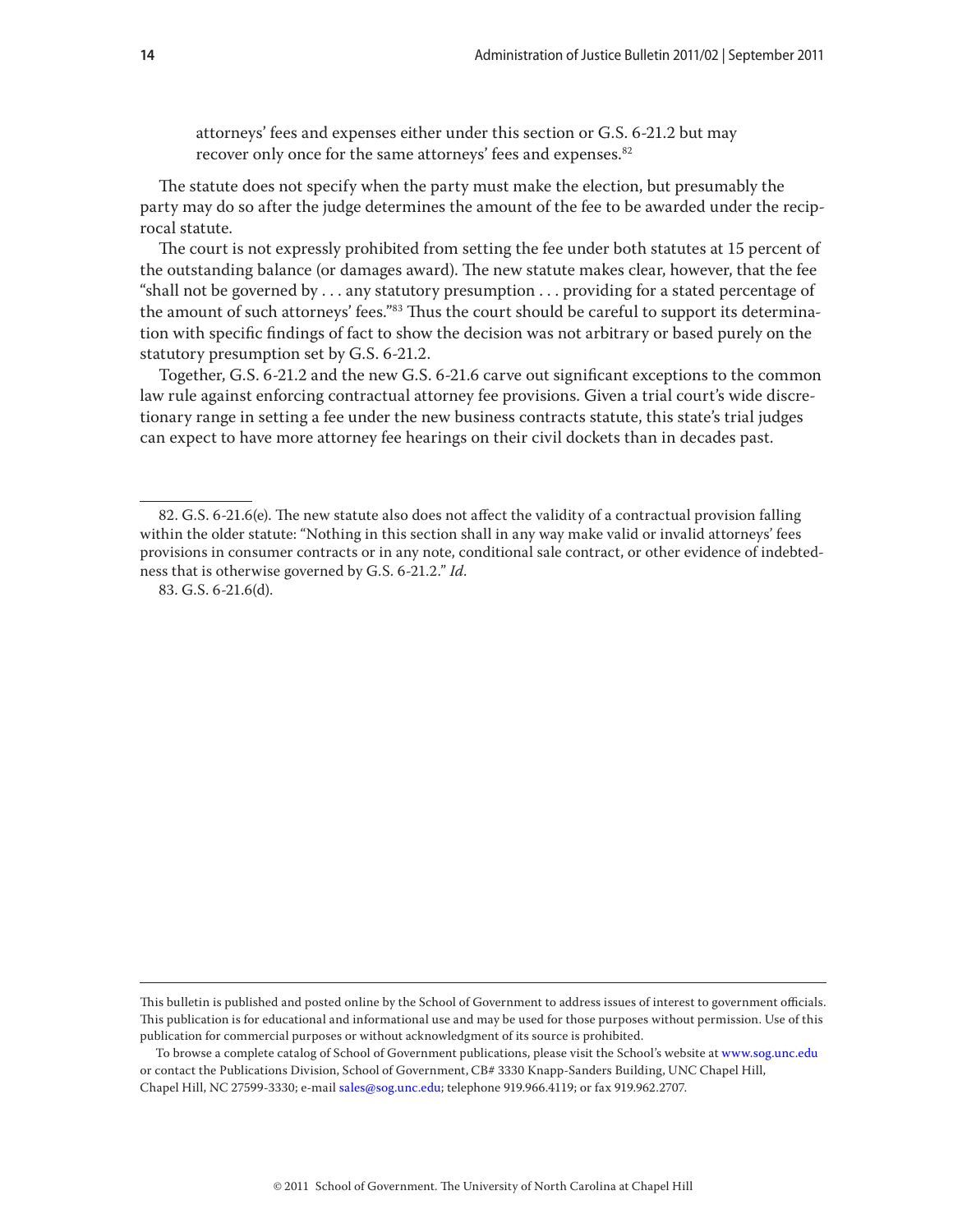> attorneys' fees and expenses either under this section or G.S. 6-21.2 but may recover only once for the same attorneys' fees and expenses.[82]

The statute does not specify when the party must make the election, but presumably the party may do so after the judge determines the amount of the fee to be awarded under the reciprocal statute.

The court is not expressly prohibited from setting the fee under both statutes at 15 percent of the outstanding balance (or damages award). The new statute makes clear, however, that the fee "shall not be governed by . . . any statutory presumption . . . providing for a stated percentage of the amount of such attorneys' fees."[83] Thus the court should be careful to support its determination with specific findings of fact to show the decision was not arbitrary or based purely on the statutory presumption set by G.S. 6-21.2.

Together, G.S. 6-21.2 and the new G.S. 6-21.6 carve out significant exceptions to the common law rule against enforcing contractual attorney fee provisions. Given a trial court's wide discretionary range in setting a fee under the new business contracts statute, this state's trial judges can expect to have more attorney fee hearings on their civil dockets than in decades past.

---

82. G.S. 6-21.6(e). The new statute also does not affect the validity of a contractual provision falling within the older statute: "Nothing in this section shall in any way make valid or invalid attorneys' fees provisions in consumer contracts or in any note, conditional sale contract, or other evidence of indebtedness that is otherwise governed by G.S. 6-21.2." *Id*.

83. G.S. 6-21.6(d).

---

This bulletin is published and posted online by the School of Government to address issues of interest to government officials. This publication is for educational and informational use and may be used for those purposes without permission. Use of this publication for commercial purposes or without acknowledgment of its source is prohibited.

To browse a complete catalog of School of Government publications, please visit the School's website at www.sog.unc.edu or contact the Publications Division, School of Government, CB# 3330 Knapp-Sanders Building, UNC Chapel Hill, Chapel Hill, NC 27599-3330; e-mail sales@sog.unc.edu; telephone 919.966.4119; or fax 919.962.2707.

© 2011 School of Government. The University of North Carolina at Chapel Hill